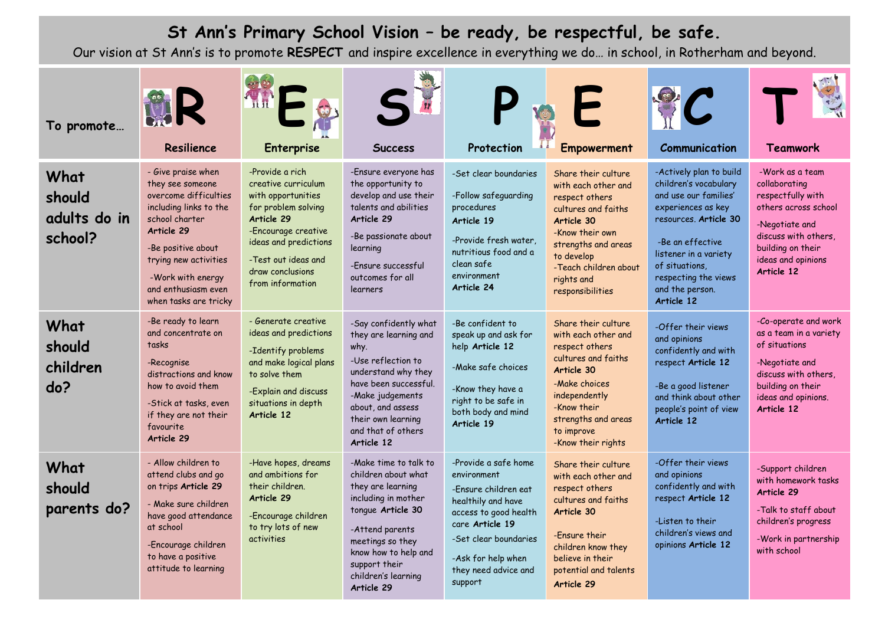# St Ann's Primary School Vision – be ready, be respectful, be safe.

Our vision at St Ann's is to promote **RESPECT** and inspire excellence in everything we do… in school, in Rotherham and beyond.

| To promote… | **R** Resilience | **E** Enterprise | **S** Success | **P** Protection | **E** Empowerment | **C** Communication | **T** Teamwork |
|---|---|---|---|---|---|---|---|
| **What should adults do in school?** | - Give praise when they see someone overcome difficulties including links to the school charter **Article 29**<br>-Be positive about trying new activities<br>-Work with energy and enthusiasm even when tasks are tricky | -Provide a rich creative curriculum with opportunities for problem solving **Article 29**<br>-Encourage creative ideas and predictions<br>-Test out ideas and draw conclusions from information | -Ensure everyone has the opportunity to develop and use their talents and abilities **Article 29**<br>-Be passionate about learning<br>-Ensure successful outcomes for all learners | -Set clear boundaries<br>-Follow safeguarding procedures **Article 19**<br>-Provide fresh water, nutritious food and a clean safe environment **Article 24** | Share their culture with each other and respect others cultures and faiths **Article 30**<br>-Know their own strengths and areas to develop<br>-Teach children about rights and responsibilities | -Actively plan to build children's vocabulary and use our families' experiences as key resources. **Article 30**<br>-Be an effective listener in a variety of situations, respecting the views and the person. **Article 12** | -Work as a team collaborating respectfully with others across school<br>-Negotiate and discuss with others, building on their ideas and opinions **Article 12** |
| **What should children do?** | -Be ready to learn and concentrate on tasks<br>-Recognise distractions and know how to avoid them<br>-Stick at tasks, even if they are not their favourite **Article 29** | - Generate creative ideas and predictions<br>-Identify problems and make logical plans to solve them<br>-Explain and discuss situations in depth **Article 12** | -Say confidently what they are learning and why.<br>-Use reflection to understand why they have been successful.<br>-Make judgements about, and assess their own learning and that of others **Article 12** | -Be confident to speak up and ask for help **Article 12**<br>-Make safe choices<br>-Know they have a right to be safe in both body and mind **Article 19** | Share their culture with each other and respect others cultures and faiths **Article 30**<br>-Make choices independently<br>-Know their strengths and areas to improve<br>-Know their rights | -Offer their views and opinions confidently and with respect **Article 12**<br>-Be a good listener and think about other people's point of view **Article 12** | -Co-operate and work as a team in a variety of situations<br>-Negotiate and discuss with others, building on their ideas and opinions. **Article 12** |
| **What should parents do?** | - Allow children to attend clubs and go on trips **Article 29**<br>- Make sure children have good attendance at school<br>-Encourage children to have a positive attitude to learning | -Have hopes, dreams and ambitions for their children. **Article 29**<br>-Encourage children to try lots of new activities | -Make time to talk to children about what they are learning including in mother tongue **Article 30**<br>-Attend parents meetings so they know how to help and support their children's learning **Article 29** | -Provide a safe home environment<br>-Ensure children eat healthily and have access to good health care **Article 19**<br>-Set clear boundaries<br>-Ask for help when they need advice and support | Share their culture with each other and respect others cultures and faiths **Article 30**<br>-Ensure their children know they believe in their potential and talents **Article 29** | -Offer their views and opinions confidently and with respect **Article 12**<br>-Listen to their children's views and opinions **Article 12** | -Support children with homework tasks **Article 29**<br>-Talk to staff about children's progress<br>-Work in partnership with school |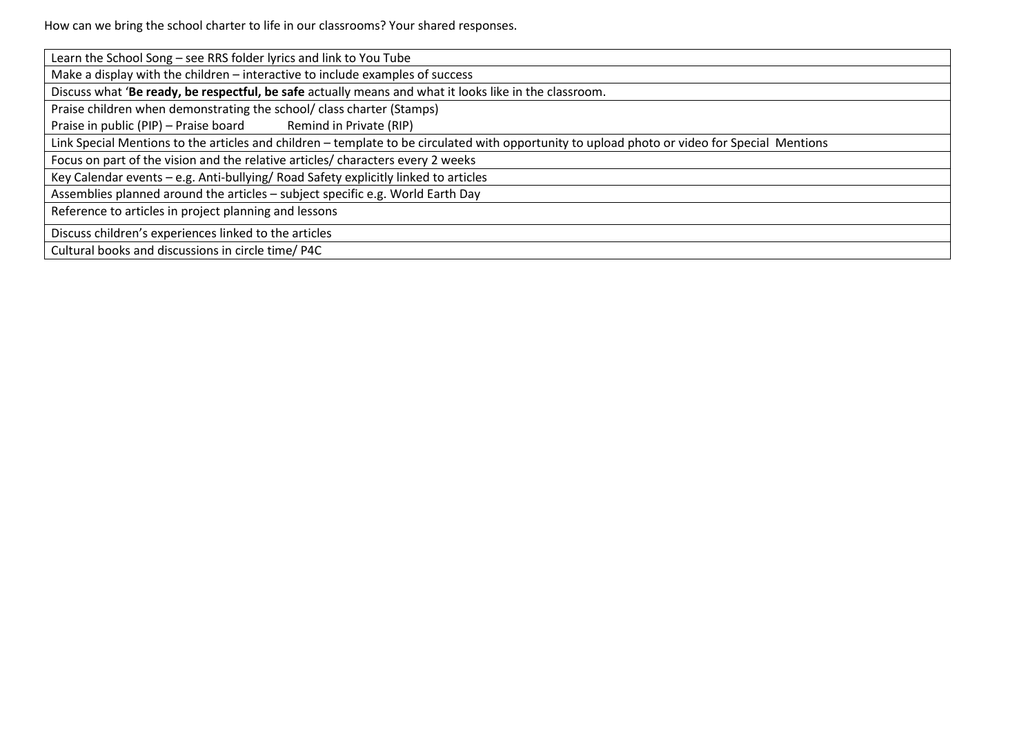How can we bring the school charter to life in our classrooms? Your shared responses.

| |
|---|
| Learn the School Song – see RRS folder lyrics and link to You Tube |
| Make a display with the children – interactive to include examples of success |
| Discuss what '**Be ready, be respectful, be safe** actually means and what it looks like in the classroom. |
| Praise children when demonstrating the school/ class charter (Stamps)<br>Praise in public (PIP) – Praise board      Remind in Private (RIP) |
| Link Special Mentions to the articles and children – template to be circulated with opportunity to upload photo or video for Special Mentions |
| Focus on part of the vision and the relative articles/ characters every 2 weeks |
| Key Calendar events – e.g. Anti-bullying/ Road Safety explicitly linked to articles |
| Assemblies planned around the articles – subject specific e.g. World Earth Day |
| Reference to articles in project planning and lessons |
| Discuss children's experiences linked to the articles |
| Cultural books and discussions in circle time/ P4C |